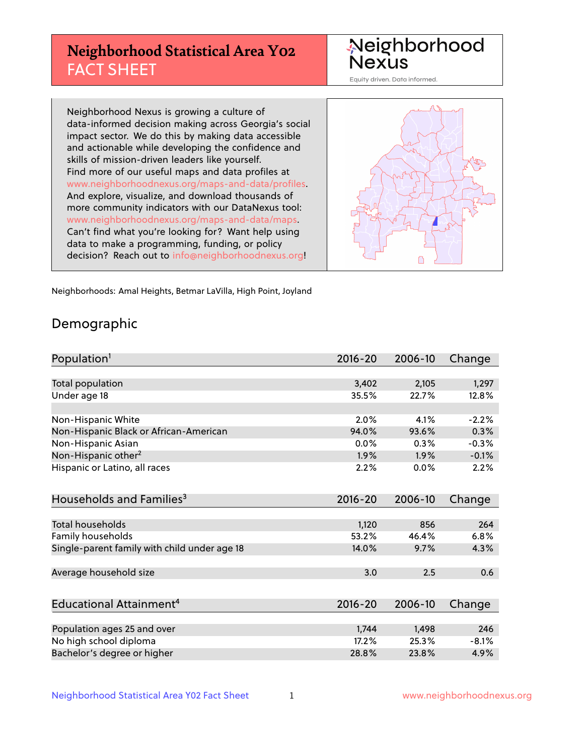# Neighborhood Statistical Area Y02
FACT SHEET

Neighborhood Nexus
Equity driven. Data informed.

Neighborhood Nexus is growing a culture of data-informed decision making across Georgia's social impact sector. We do this by making data accessible and actionable while developing the confidence and skills of mission-driven leaders like yourself. Find more of our useful maps and data profiles at www.neighborhoodnexus.org/maps-and-data/profiles. And explore, visualize, and download thousands of more community indicators with our DataNexus tool: www.neighborhoodnexus.org/maps-and-data/maps. Can't find what you're looking for? Want help using data to make a programming, funding, or policy decision? Reach out to info@neighborhoodnexus.org!

Neighborhoods: Amal Heights, Betmar LaVilla, High Point, Joyland

## Demographic

| Population[1] | 2016-20 | 2006-10 | Change |
|---|---|---|---|
| Total population | 3,402 | 2,105 | 1,297 |
| Under age 18 | 35.5% | 22.7% | 12.8% |
| | | | |
| Non-Hispanic White | 2.0% | 4.1% | -2.2% |
| Non-Hispanic Black or African-American | 94.0% | 93.6% | 0.3% |
| Non-Hispanic Asian | 0.0% | 0.3% | -0.3% |
| Non-Hispanic other[2] | 1.9% | 1.9% | -0.1% |
| Hispanic or Latino, all races | 2.2% | 0.0% | 2.2% |

| Households and Families[3] | 2016-20 | 2006-10 | Change |
|---|---|---|---|
| Total households | 1,120 | 856 | 264 |
| Family households | 53.2% | 46.4% | 6.8% |
| Single-parent family with child under age 18 | 14.0% | 9.7% | 4.3% |
| | | | |
| Average household size | 3.0 | 2.5 | 0.6 |

| Educational Attainment[4] | 2016-20 | 2006-10 | Change |
|---|---|---|---|
| Population ages 25 and over | 1,744 | 1,498 | 246 |
| No high school diploma | 17.2% | 25.3% | -8.1% |
| Bachelor's degree or higher | 28.8% | 23.8% | 4.9% |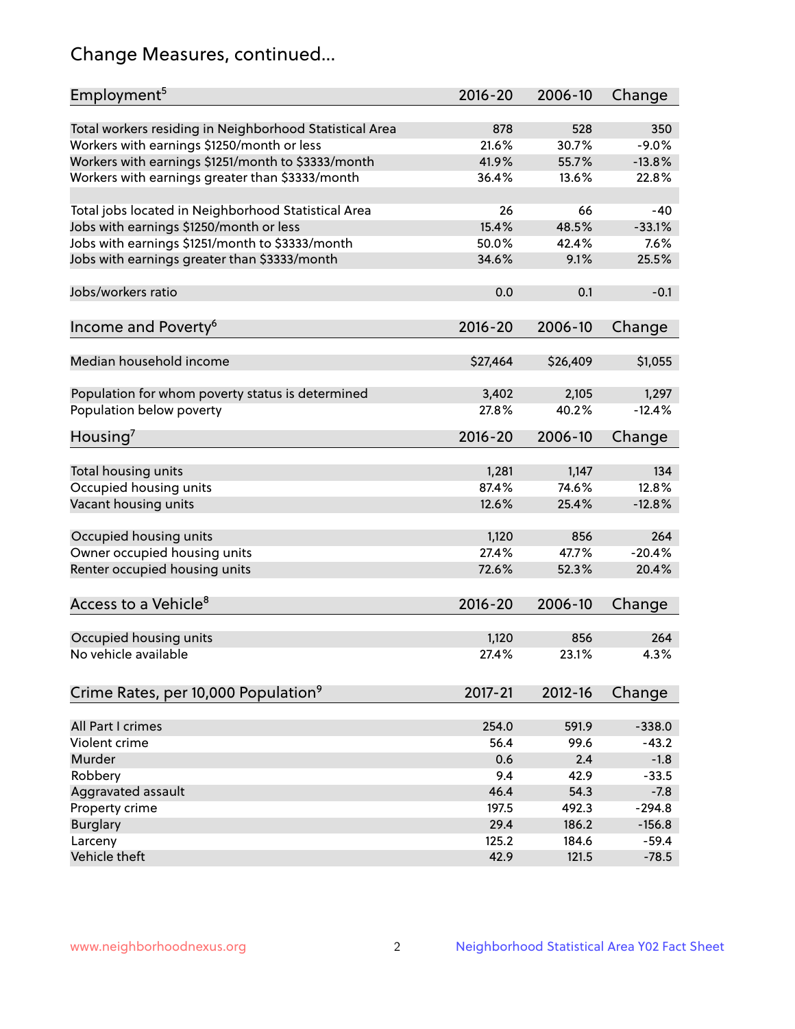# Change Measures, continued...

| Employment[5] | 2016-20 | 2006-10 | Change |
|---|---|---|---|
| Total workers residing in Neighborhood Statistical Area | 878 | 528 | 350 |
| Workers with earnings $1250/month or less | 21.6% | 30.7% | -9.0% |
| Workers with earnings $1251/month to $3333/month | 41.9% | 55.7% | -13.8% |
| Workers with earnings greater than $3333/month | 36.4% | 13.6% | 22.8% |
| | | | |
| Total jobs located in Neighborhood Statistical Area | 26 | 66 | -40 |
| Jobs with earnings $1250/month or less | 15.4% | 48.5% | -33.1% |
| Jobs with earnings $1251/month to $3333/month | 50.0% | 42.4% | 7.6% |
| Jobs with earnings greater than $3333/month | 34.6% | 9.1% | 25.5% |
| | | | |
| Jobs/workers ratio | 0.0 | 0.1 | -0.1 |

| Income and Poverty[6] | 2016-20 | 2006-10 | Change |
|---|---|---|---|
| Median household income | $27,464 | $26,409 | $1,055 |
| | | | |
| Population for whom poverty status is determined | 3,402 | 2,105 | 1,297 |
| Population below poverty | 27.8% | 40.2% | -12.4% |

| Housing[7] | 2016-20 | 2006-10 | Change |
|---|---|---|---|
| Total housing units | 1,281 | 1,147 | 134 |
| Occupied housing units | 87.4% | 74.6% | 12.8% |
| Vacant housing units | 12.6% | 25.4% | -12.8% |
| | | | |
| Occupied housing units | 1,120 | 856 | 264 |
| Owner occupied housing units | 27.4% | 47.7% | -20.4% |
| Renter occupied housing units | 72.6% | 52.3% | 20.4% |

| Access to a Vehicle[8] | 2016-20 | 2006-10 | Change |
|---|---|---|---|
| Occupied housing units | 1,120 | 856 | 264 |
| No vehicle available | 27.4% | 23.1% | 4.3% |

| Crime Rates, per 10,000 Population[9] | 2017-21 | 2012-16 | Change |
|---|---|---|---|
| All Part I crimes | 254.0 | 591.9 | -338.0 |
| Violent crime | 56.4 | 99.6 | -43.2 |
| Murder | 0.6 | 2.4 | -1.8 |
| Robbery | 9.4 | 42.9 | -33.5 |
| Aggravated assault | 46.4 | 54.3 | -7.8 |
| Property crime | 197.5 | 492.3 | -294.8 |
| Burglary | 29.4 | 186.2 | -156.8 |
| Larceny | 125.2 | 184.6 | -59.4 |
| Vehicle theft | 42.9 | 121.5 | -78.5 |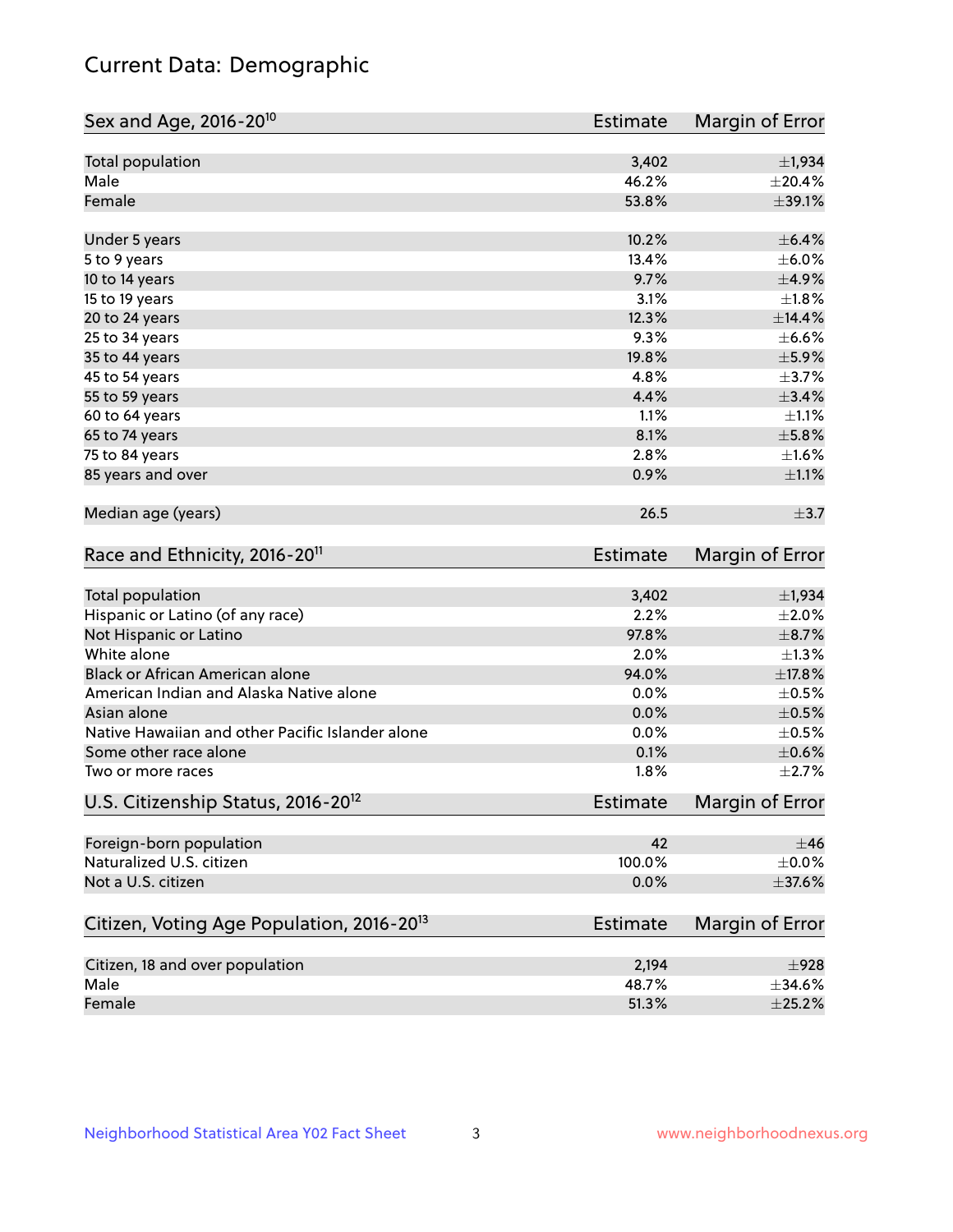# Current Data: Demographic

| Sex and Age, 2016-20[10] | Estimate | Margin of Error |
|---|---|---|
| Total population | 3,402 | ±1,934 |
| Male | 46.2% | ±20.4% |
| Female | 53.8% | ±39.1% |
| Under 5 years | 10.2% | ±6.4% |
| 5 to 9 years | 13.4% | ±6.0% |
| 10 to 14 years | 9.7% | ±4.9% |
| 15 to 19 years | 3.1% | ±1.8% |
| 20 to 24 years | 12.3% | ±14.4% |
| 25 to 34 years | 9.3% | ±6.6% |
| 35 to 44 years | 19.8% | ±5.9% |
| 45 to 54 years | 4.8% | ±3.7% |
| 55 to 59 years | 4.4% | ±3.4% |
| 60 to 64 years | 1.1% | ±1.1% |
| 65 to 74 years | 8.1% | ±5.8% |
| 75 to 84 years | 2.8% | ±1.6% |
| 85 years and over | 0.9% | ±1.1% |
| Median age (years) | 26.5 | ±3.7 |

| Race and Ethnicity, 2016-20[11] | Estimate | Margin of Error |
|---|---|---|
| Total population | 3,402 | ±1,934 |
| Hispanic or Latino (of any race) | 2.2% | ±2.0% |
| Not Hispanic or Latino | 97.8% | ±8.7% |
| White alone | 2.0% | ±1.3% |
| Black or African American alone | 94.0% | ±17.8% |
| American Indian and Alaska Native alone | 0.0% | ±0.5% |
| Asian alone | 0.0% | ±0.5% |
| Native Hawaiian and other Pacific Islander alone | 0.0% | ±0.5% |
| Some other race alone | 0.1% | ±0.6% |
| Two or more races | 1.8% | ±2.7% |

| U.S. Citizenship Status, 2016-20[12] | Estimate | Margin of Error |
|---|---|---|
| Foreign-born population | 42 | ±46 |
| Naturalized U.S. citizen | 100.0% | ±0.0% |
| Not a U.S. citizen | 0.0% | ±37.6% |

| Citizen, Voting Age Population, 2016-20[13] | Estimate | Margin of Error |
|---|---|---|
| Citizen, 18 and over population | 2,194 | ±928 |
| Male | 48.7% | ±34.6% |
| Female | 51.3% | ±25.2% |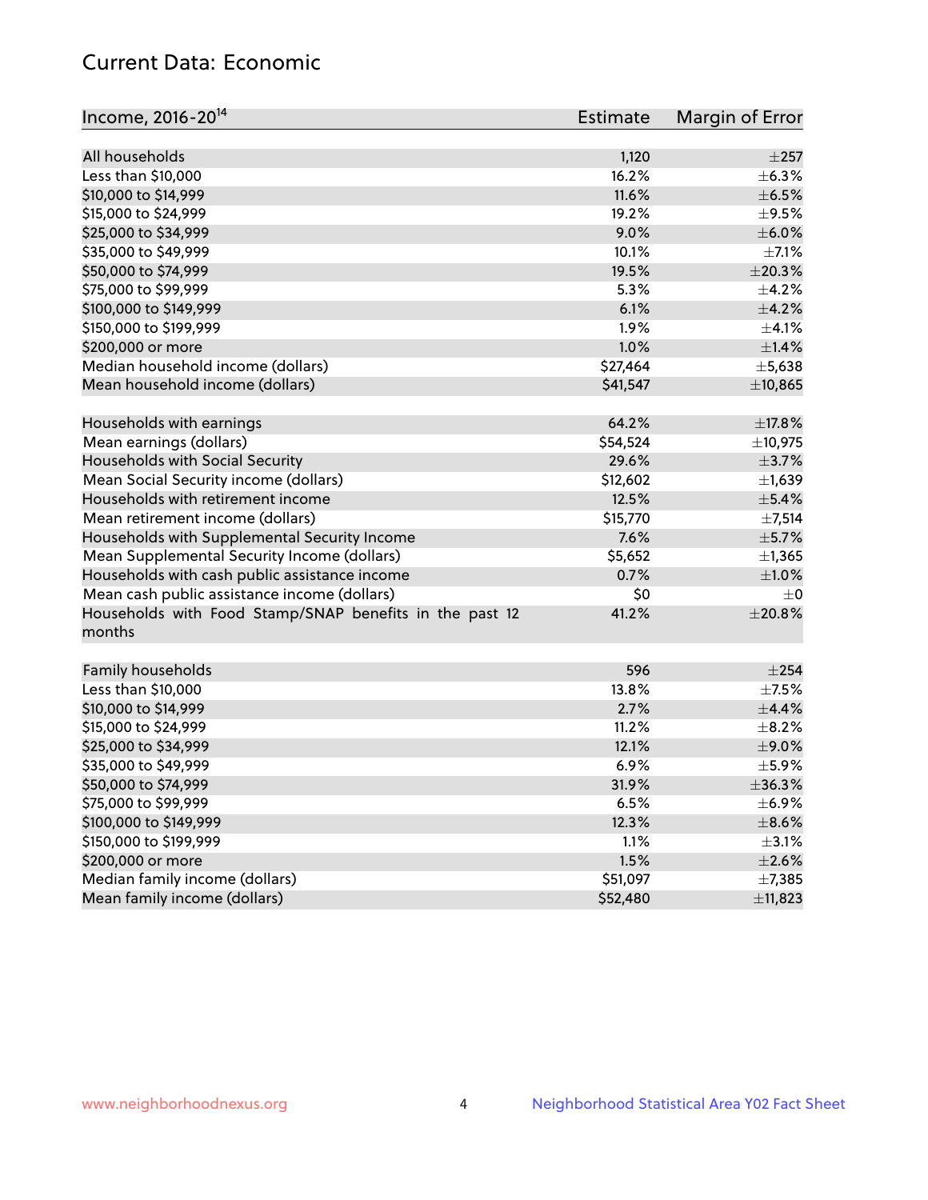## Current Data: Economic

| Income, 2016-20[14] | Estimate | Margin of Error |
|---|---|---|
| All households | 1,120 | ±257 |
| Less than $10,000 | 16.2% | ±6.3% |
| $10,000 to $14,999 | 11.6% | ±6.5% |
| $15,000 to $24,999 | 19.2% | ±9.5% |
| $25,000 to $34,999 | 9.0% | ±6.0% |
| $35,000 to $49,999 | 10.1% | ±7.1% |
| $50,000 to $74,999 | 19.5% | ±20.3% |
| $75,000 to $99,999 | 5.3% | ±4.2% |
| $100,000 to $149,999 | 6.1% | ±4.2% |
| $150,000 to $199,999 | 1.9% | ±4.1% |
| $200,000 or more | 1.0% | ±1.4% |
| Median household income (dollars) | $27,464 | ±5,638 |
| Mean household income (dollars) | $41,547 | ±10,865 |
| | | |
| Households with earnings | 64.2% | ±17.8% |
| Mean earnings (dollars) | $54,524 | ±10,975 |
| Households with Social Security | 29.6% | ±3.7% |
| Mean Social Security income (dollars) | $12,602 | ±1,639 |
| Households with retirement income | 12.5% | ±5.4% |
| Mean retirement income (dollars) | $15,770 | ±7,514 |
| Households with Supplemental Security Income | 7.6% | ±5.7% |
| Mean Supplemental Security Income (dollars) | $5,652 | ±1,365 |
| Households with cash public assistance income | 0.7% | ±1.0% |
| Mean cash public assistance income (dollars) | $0 | ±0 |
| Households with Food Stamp/SNAP benefits in the past 12 months | 41.2% | ±20.8% |
| | | |
| Family households | 596 | ±254 |
| Less than $10,000 | 13.8% | ±7.5% |
| $10,000 to $14,999 | 2.7% | ±4.4% |
| $15,000 to $24,999 | 11.2% | ±8.2% |
| $25,000 to $34,999 | 12.1% | ±9.0% |
| $35,000 to $49,999 | 6.9% | ±5.9% |
| $50,000 to $74,999 | 31.9% | ±36.3% |
| $75,000 to $99,999 | 6.5% | ±6.9% |
| $100,000 to $149,999 | 12.3% | ±8.6% |
| $150,000 to $199,999 | 1.1% | ±3.1% |
| $200,000 or more | 1.5% | ±2.6% |
| Median family income (dollars) | $51,097 | ±7,385 |
| Mean family income (dollars) | $52,480 | ±11,823 |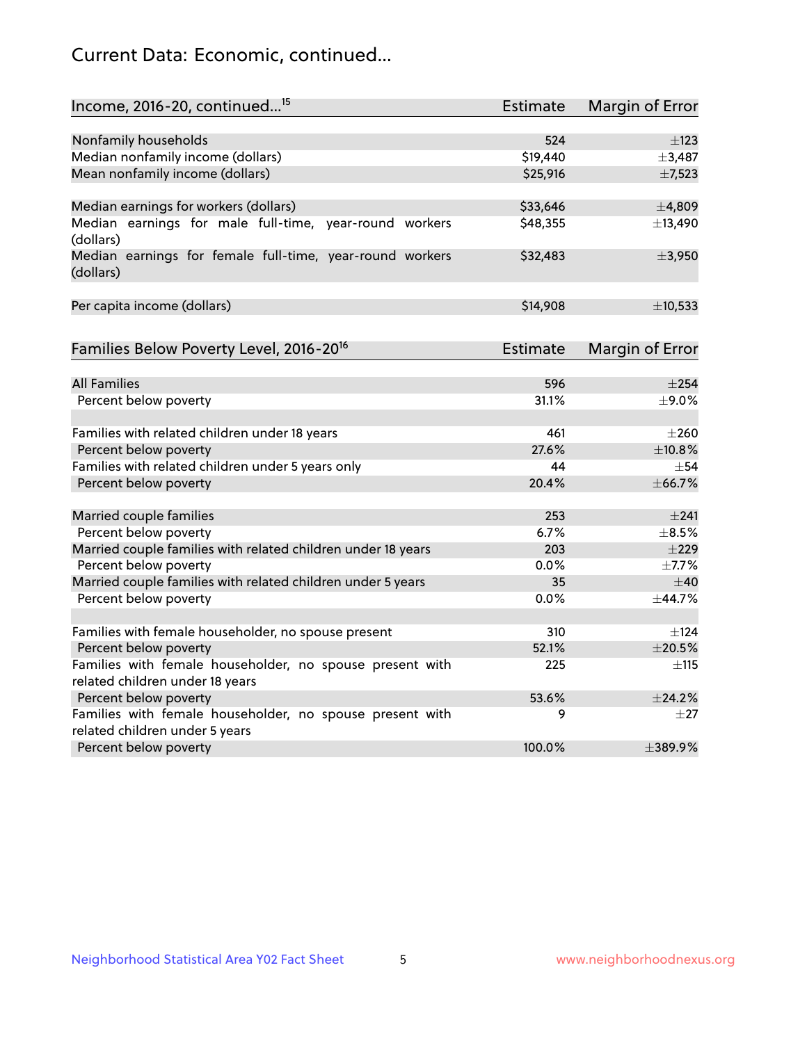## Current Data: Economic, continued...

| Income, 2016-20, continued...[15] | Estimate | Margin of Error |
|---|---|---|
| Nonfamily households | 524 | ±123 |
| Median nonfamily income (dollars) | $19,440 | ±3,487 |
| Mean nonfamily income (dollars) | $25,916 | ±7,523 |
| | | |
| Median earnings for workers (dollars) | $33,646 | ±4,809 |
| Median earnings for male full-time, year-round workers (dollars) | $48,355 | ±13,490 |
| Median earnings for female full-time, year-round workers (dollars) | $32,483 | ±3,950 |
| | | |
| Per capita income (dollars) | $14,908 | ±10,533 |

| Families Below Poverty Level, 2016-20[16] | Estimate | Margin of Error |
|---|---|---|
| All Families | 596 | ±254 |
| Percent below poverty | 31.1% | ±9.0% |
| | | |
| Families with related children under 18 years | 461 | ±260 |
| Percent below poverty | 27.6% | ±10.8% |
| Families with related children under 5 years only | 44 | ±54 |
| Percent below poverty | 20.4% | ±66.7% |
| | | |
| Married couple families | 253 | ±241 |
| Percent below poverty | 6.7% | ±8.5% |
| Married couple families with related children under 18 years | 203 | ±229 |
| Percent below poverty | 0.0% | ±7.7% |
| Married couple families with related children under 5 years | 35 | ±40 |
| Percent below poverty | 0.0% | ±44.7% |
| | | |
| Families with female householder, no spouse present | 310 | ±124 |
| Percent below poverty | 52.1% | ±20.5% |
| Families with female householder, no spouse present with related children under 18 years | 225 | ±115 |
| Percent below poverty | 53.6% | ±24.2% |
| Families with female householder, no spouse present with related children under 5 years | 9 | ±27 |
| Percent below poverty | 100.0% | ±389.9% |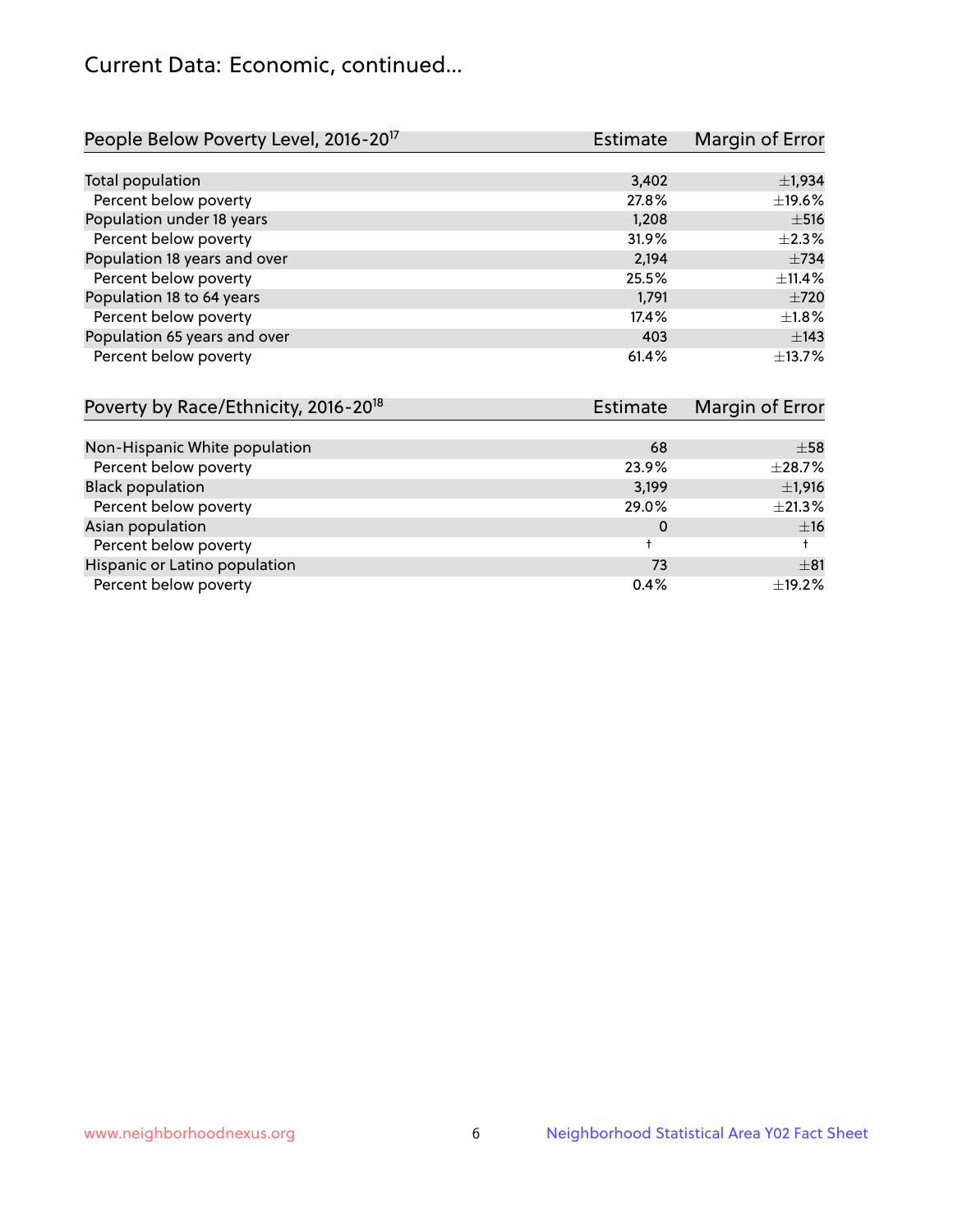# Current Data: Economic, continued...

| People Below Poverty Level, 2016-20[17] | Estimate | Margin of Error |
|---|---|---|
| Total population | 3,402 | ±1,934 |
| Percent below poverty | 27.8% | ±19.6% |
| Population under 18 years | 1,208 | ±516 |
| Percent below poverty | 31.9% | ±2.3% |
| Population 18 years and over | 2,194 | ±734 |
| Percent below poverty | 25.5% | ±11.4% |
| Population 18 to 64 years | 1,791 | ±720 |
| Percent below poverty | 17.4% | ±1.8% |
| Population 65 years and over | 403 | ±143 |
| Percent below poverty | 61.4% | ±13.7% |

| Poverty by Race/Ethnicity, 2016-20[18] | Estimate | Margin of Error |
|---|---|---|
| Non-Hispanic White population | 68 | ±58 |
| Percent below poverty | 23.9% | ±28.7% |
| Black population | 3,199 | ±1,916 |
| Percent below poverty | 29.0% | ±21.3% |
| Asian population | 0 | ±16 |
| Percent below poverty | † | † |
| Hispanic or Latino population | 73 | ±81 |
| Percent below poverty | 0.4% | ±19.2% |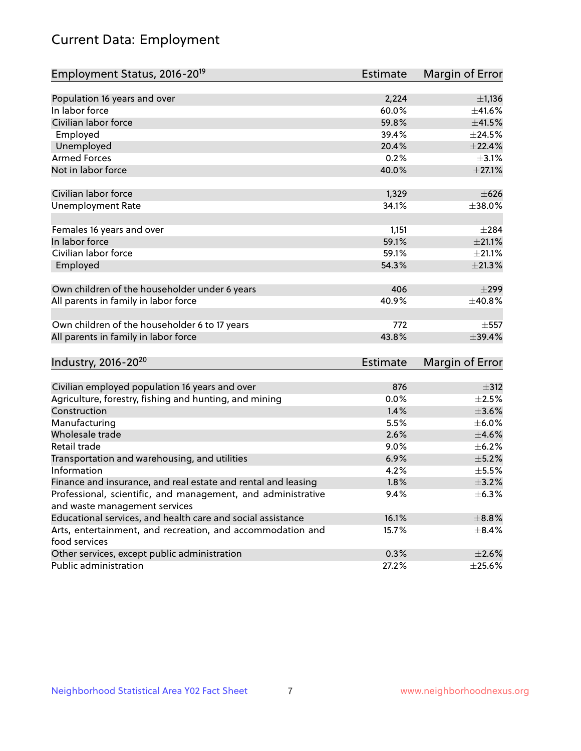# Current Data: Employment

| Employment Status, 2016-20[19] | Estimate | Margin of Error |
|---|---|---|
| Population 16 years and over | 2,224 | ±1,136 |
| In labor force | 60.0% | ±41.6% |
| Civilian labor force | 59.8% | ±41.5% |
| Employed | 39.4% | ±24.5% |
| Unemployed | 20.4% | ±22.4% |
| Armed Forces | 0.2% | ±3.1% |
| Not in labor force | 40.0% | ±27.1% |
| | | |
| Civilian labor force | 1,329 | ±626 |
| Unemployment Rate | 34.1% | ±38.0% |
| | | |
| Females 16 years and over | 1,151 | ±284 |
| In labor force | 59.1% | ±21.1% |
| Civilian labor force | 59.1% | ±21.1% |
| Employed | 54.3% | ±21.3% |
| | | |
| Own children of the householder under 6 years | 406 | ±299 |
| All parents in family in labor force | 40.9% | ±40.8% |
| | | |
| Own children of the householder 6 to 17 years | 772 | ±557 |
| All parents in family in labor force | 43.8% | ±39.4% |

| Industry, 2016-20[20] | Estimate | Margin of Error |
|---|---|---|
| Civilian employed population 16 years and over | 876 | ±312 |
| Agriculture, forestry, fishing and hunting, and mining | 0.0% | ±2.5% |
| Construction | 1.4% | ±3.6% |
| Manufacturing | 5.5% | ±6.0% |
| Wholesale trade | 2.6% | ±4.6% |
| Retail trade | 9.0% | ±6.2% |
| Transportation and warehousing, and utilities | 6.9% | ±5.2% |
| Information | 4.2% | ±5.5% |
| Finance and insurance, and real estate and rental and leasing | 1.8% | ±3.2% |
| Professional, scientific, and management, and administrative and waste management services | 9.4% | ±6.3% |
| Educational services, and health care and social assistance | 16.1% | ±8.8% |
| Arts, entertainment, and recreation, and accommodation and food services | 15.7% | ±8.4% |
| Other services, except public administration | 0.3% | ±2.6% |
| Public administration | 27.2% | ±25.6% |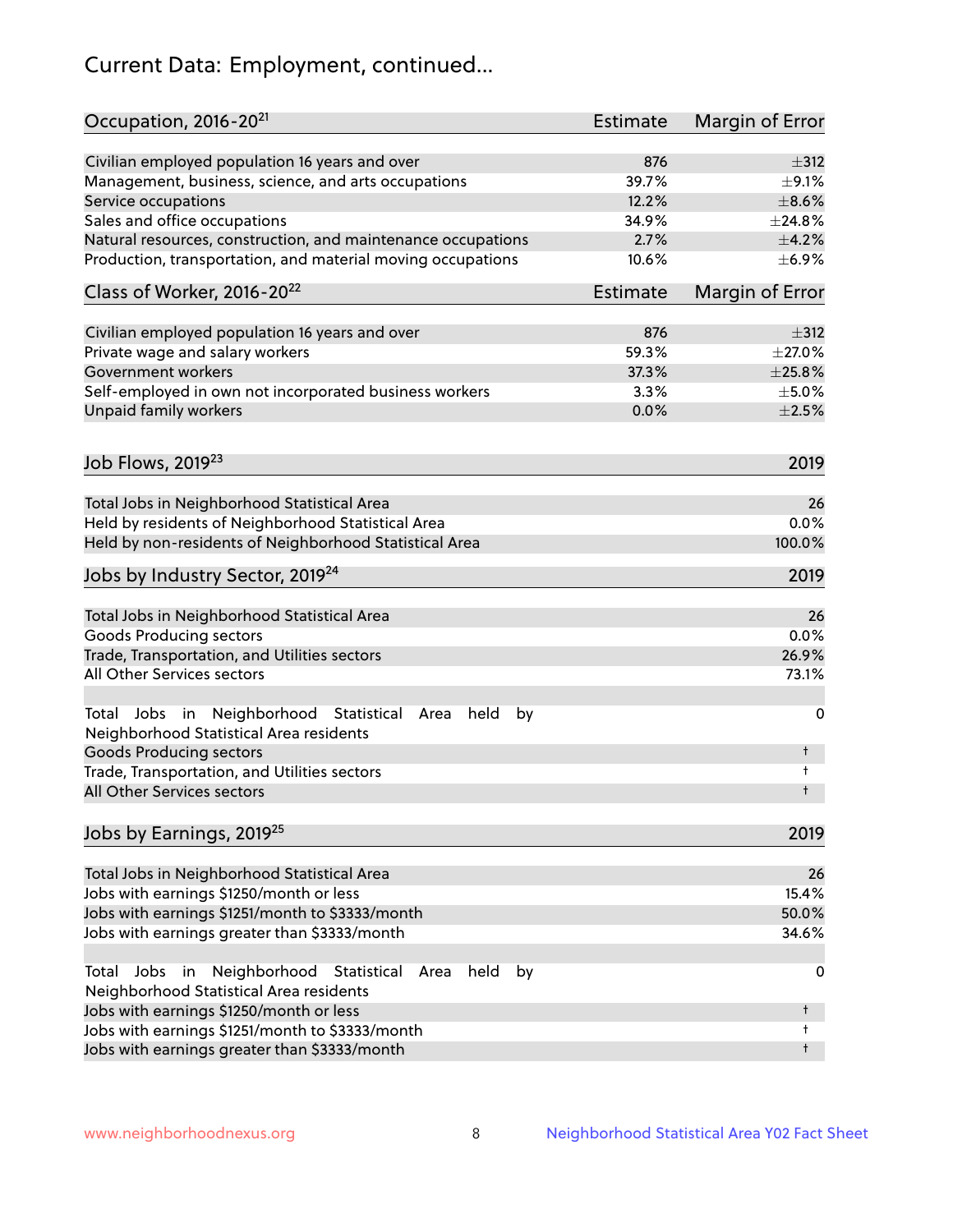# Current Data: Employment, continued...

| Occupation, 2016-20[21] | Estimate | Margin of Error |
| --- | --- | --- |
| Civilian employed population 16 years and over | 876 | ±312 |
| Management, business, science, and arts occupations | 39.7% | ±9.1% |
| Service occupations | 12.2% | ±8.6% |
| Sales and office occupations | 34.9% | ±24.8% |
| Natural resources, construction, and maintenance occupations | 2.7% | ±4.2% |
| Production, transportation, and material moving occupations | 10.6% | ±6.9% |

| Class of Worker, 2016-20[22] | Estimate | Margin of Error |
| --- | --- | --- |
| Civilian employed population 16 years and over | 876 | ±312 |
| Private wage and salary workers | 59.3% | ±27.0% |
| Government workers | 37.3% | ±25.8% |
| Self-employed in own not incorporated business workers | 3.3% | ±5.0% |
| Unpaid family workers | 0.0% | ±2.5% |

| Job Flows, 2019[23] | 2019 |
| --- | --- |
| Total Jobs in Neighborhood Statistical Area | 26 |
| Held by residents of Neighborhood Statistical Area | 0.0% |
| Held by non-residents of Neighborhood Statistical Area | 100.0% |

| Jobs by Industry Sector, 2019[24] | 2019 |
| --- | --- |
| Total Jobs in Neighborhood Statistical Area | 26 |
| Goods Producing sectors | 0.0% |
| Trade, Transportation, and Utilities sectors | 26.9% |
| All Other Services sectors | 73.1% |
| | |
| Total Jobs in Neighborhood Statistical Area held by Neighborhood Statistical Area residents | 0 |
| Goods Producing sectors | † |
| Trade, Transportation, and Utilities sectors | † |
| All Other Services sectors | † |

| Jobs by Earnings, 2019[25] | 2019 |
| --- | --- |
| Total Jobs in Neighborhood Statistical Area | 26 |
| Jobs with earnings $1250/month or less | 15.4% |
| Jobs with earnings $1251/month to $3333/month | 50.0% |
| Jobs with earnings greater than $3333/month | 34.6% |
| | |
| Total Jobs in Neighborhood Statistical Area held by Neighborhood Statistical Area residents | 0 |
| Jobs with earnings $1250/month or less | † |
| Jobs with earnings $1251/month to $3333/month | † |
| Jobs with earnings greater than $3333/month | † |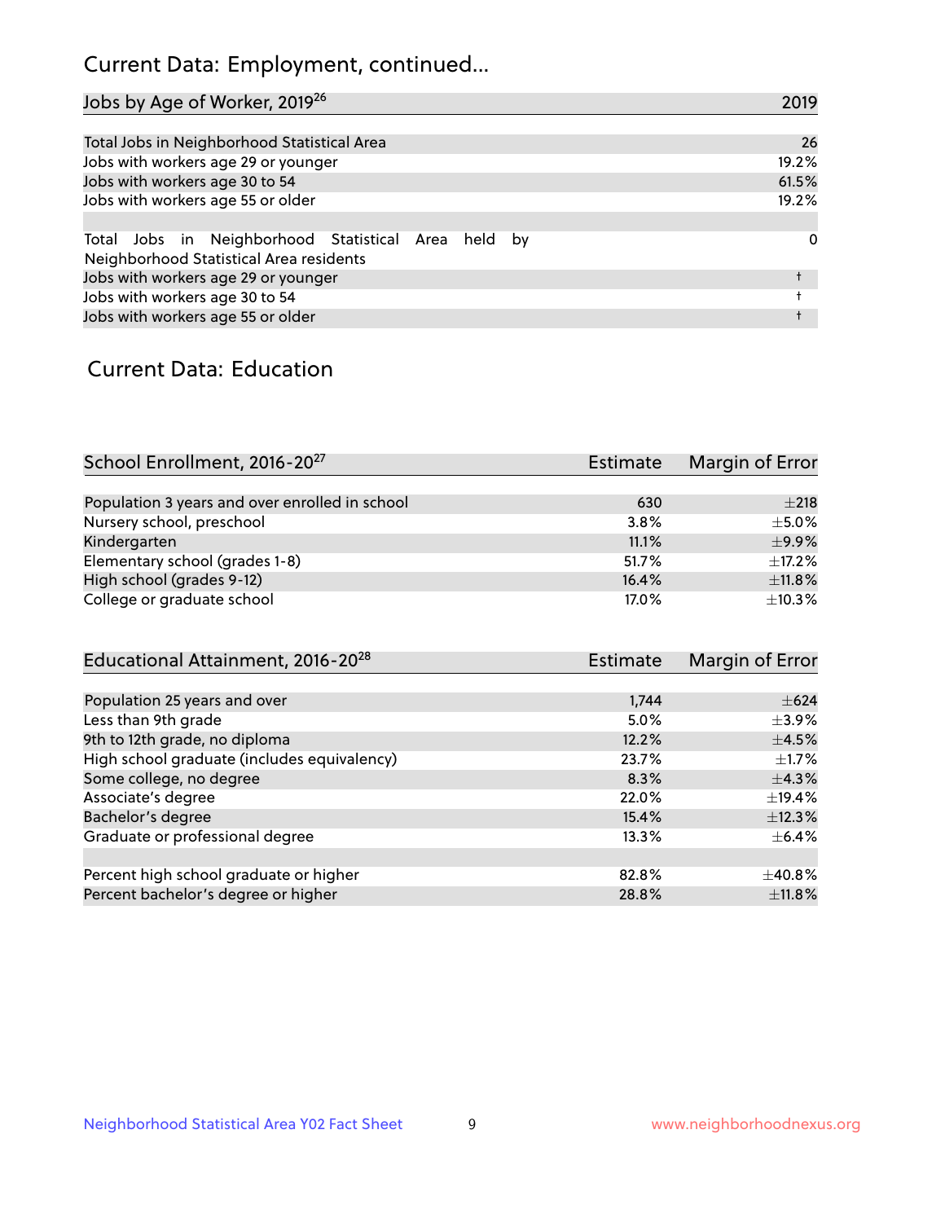## Current Data: Employment, continued...

| Jobs by Age of Worker, 2019[26] | 2019 |
| --- | --- |
| Total Jobs in Neighborhood Statistical Area | 26 |
| Jobs with workers age 29 or younger | 19.2% |
| Jobs with workers age 30 to 54 | 61.5% |
| Jobs with workers age 55 or older | 19.2% |
| | |
| Total Jobs in Neighborhood Statistical Area held by Neighborhood Statistical Area residents | 0 |
| Jobs with workers age 29 or younger | † |
| Jobs with workers age 30 to 54 | † |
| Jobs with workers age 55 or older | † |

## Current Data: Education

| School Enrollment, 2016-20[27] | Estimate | Margin of Error |
| --- | --- | --- |
| Population 3 years and over enrolled in school | 630 | ±218 |
| Nursery school, preschool | 3.8% | ±5.0% |
| Kindergarten | 11.1% | ±9.9% |
| Elementary school (grades 1-8) | 51.7% | ±17.2% |
| High school (grades 9-12) | 16.4% | ±11.8% |
| College or graduate school | 17.0% | ±10.3% |

| Educational Attainment, 2016-20[28] | Estimate | Margin of Error |
| --- | --- | --- |
| Population 25 years and over | 1,744 | ±624 |
| Less than 9th grade | 5.0% | ±3.9% |
| 9th to 12th grade, no diploma | 12.2% | ±4.5% |
| High school graduate (includes equivalency) | 23.7% | ±1.7% |
| Some college, no degree | 8.3% | ±4.3% |
| Associate's degree | 22.0% | ±19.4% |
| Bachelor's degree | 15.4% | ±12.3% |
| Graduate or professional degree | 13.3% | ±6.4% |
| | | |
| Percent high school graduate or higher | 82.8% | ±40.8% |
| Percent bachelor's degree or higher | 28.8% | ±11.8% |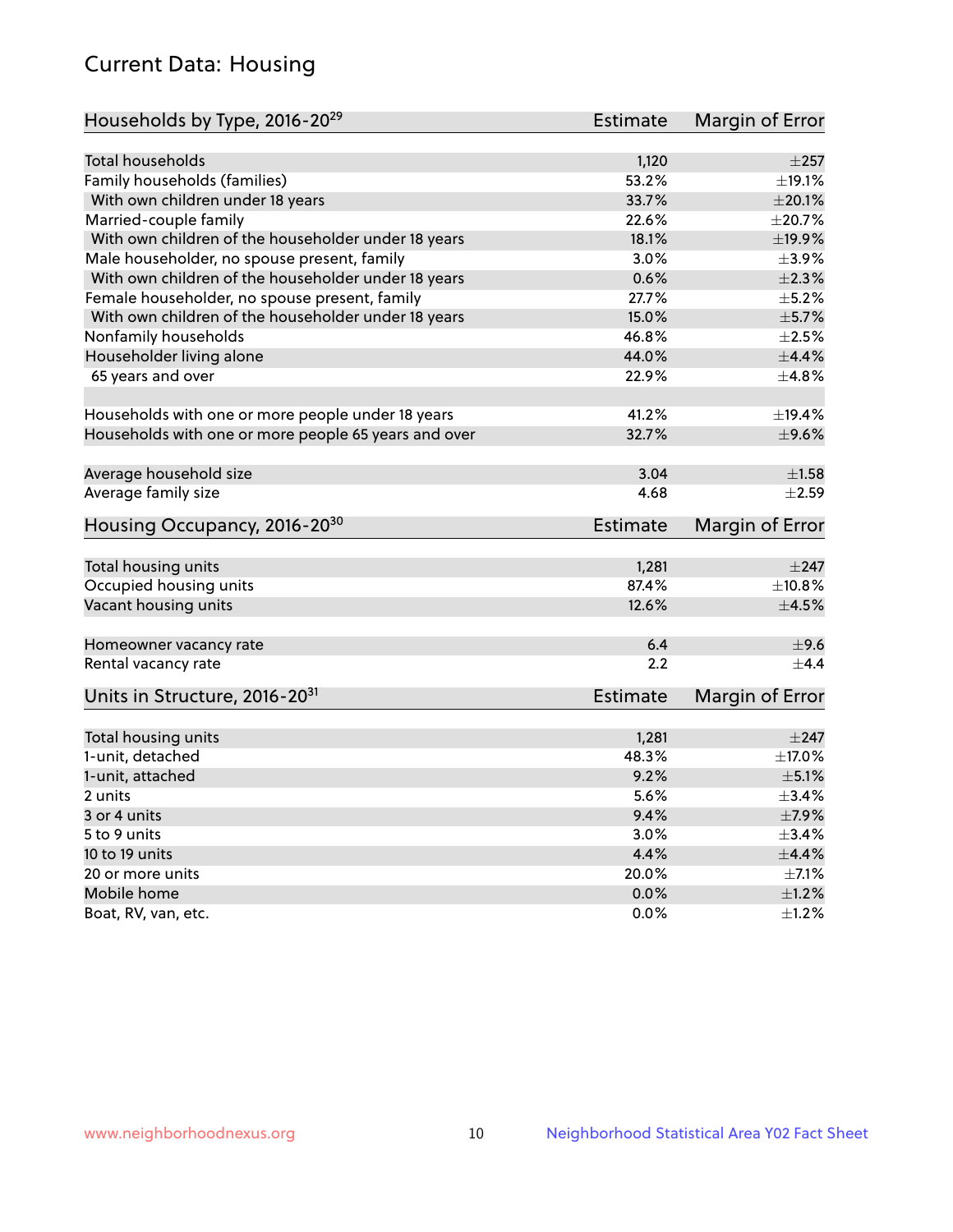# Current Data: Housing

| Households by Type, 2016-20[29] | Estimate | Margin of Error |
|---|---|---|
| Total households | 1,120 | ±257 |
| Family households (families) | 53.2% | ±19.1% |
| With own children under 18 years | 33.7% | ±20.1% |
| Married-couple family | 22.6% | ±20.7% |
| With own children of the householder under 18 years | 18.1% | ±19.9% |
| Male householder, no spouse present, family | 3.0% | ±3.9% |
| With own children of the householder under 18 years | 0.6% | ±2.3% |
| Female householder, no spouse present, family | 27.7% | ±5.2% |
| With own children of the householder under 18 years | 15.0% | ±5.7% |
| Nonfamily households | 46.8% | ±2.5% |
| Householder living alone | 44.0% | ±4.4% |
| 65 years and over | 22.9% | ±4.8% |
| Households with one or more people under 18 years | 41.2% | ±19.4% |
| Households with one or more people 65 years and over | 32.7% | ±9.6% |
| Average household size | 3.04 | ±1.58 |
| Average family size | 4.68 | ±2.59 |

| Housing Occupancy, 2016-20[30] | Estimate | Margin of Error |
|---|---|---|
| Total housing units | 1,281 | ±247 |
| Occupied housing units | 87.4% | ±10.8% |
| Vacant housing units | 12.6% | ±4.5% |
| Homeowner vacancy rate | 6.4 | ±9.6 |
| Rental vacancy rate | 2.2 | ±4.4 |

| Units in Structure, 2016-20[31] | Estimate | Margin of Error |
|---|---|---|
| Total housing units | 1,281 | ±247 |
| 1-unit, detached | 48.3% | ±17.0% |
| 1-unit, attached | 9.2% | ±5.1% |
| 2 units | 5.6% | ±3.4% |
| 3 or 4 units | 9.4% | ±7.9% |
| 5 to 9 units | 3.0% | ±3.4% |
| 10 to 19 units | 4.4% | ±4.4% |
| 20 or more units | 20.0% | ±7.1% |
| Mobile home | 0.0% | ±1.2% |
| Boat, RV, van, etc. | 0.0% | ±1.2% |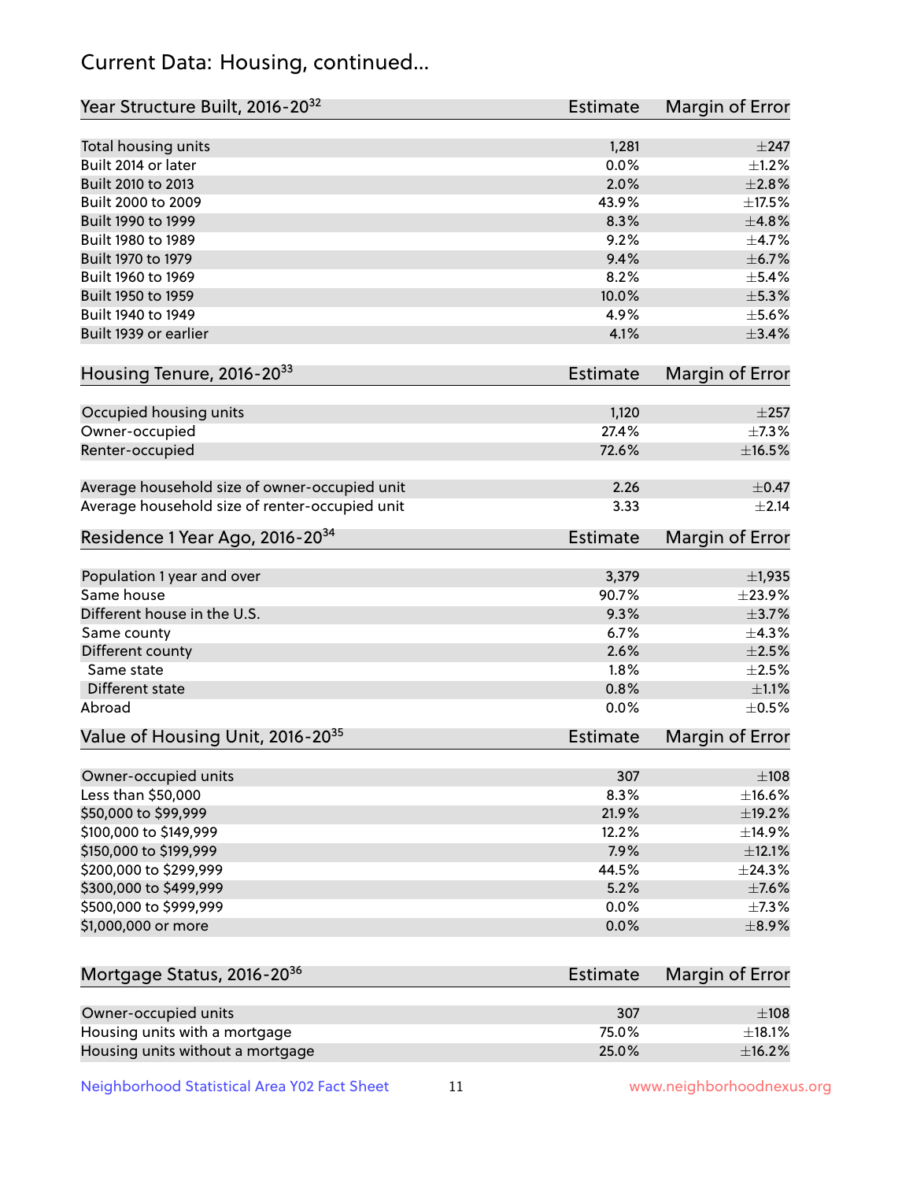## Current Data: Housing, continued...

| Year Structure Built, 2016-20[32] | Estimate | Margin of Error |
|---|---|---|
| Total housing units | 1,281 | ±247 |
| Built 2014 or later | 0.0% | ±1.2% |
| Built 2010 to 2013 | 2.0% | ±2.8% |
| Built 2000 to 2009 | 43.9% | ±17.5% |
| Built 1990 to 1999 | 8.3% | ±4.8% |
| Built 1980 to 1989 | 9.2% | ±4.7% |
| Built 1970 to 1979 | 9.4% | ±6.7% |
| Built 1960 to 1969 | 8.2% | ±5.4% |
| Built 1950 to 1959 | 10.0% | ±5.3% |
| Built 1940 to 1949 | 4.9% | ±5.6% |
| Built 1939 or earlier | 4.1% | ±3.4% |

| Housing Tenure, 2016-20[33] | Estimate | Margin of Error |
|---|---|---|
| Occupied housing units | 1,120 | ±257 |
| Owner-occupied | 27.4% | ±7.3% |
| Renter-occupied | 72.6% | ±16.5% |
| Average household size of owner-occupied unit | 2.26 | ±0.47 |
| Average household size of renter-occupied unit | 3.33 | ±2.14 |

| Residence 1 Year Ago, 2016-20[34] | Estimate | Margin of Error |
|---|---|---|
| Population 1 year and over | 3,379 | ±1,935 |
| Same house | 90.7% | ±23.9% |
| Different house in the U.S. | 9.3% | ±3.7% |
| Same county | 6.7% | ±4.3% |
| Different county | 2.6% | ±2.5% |
| Same state | 1.8% | ±2.5% |
| Different state | 0.8% | ±1.1% |
| Abroad | 0.0% | ±0.5% |

| Value of Housing Unit, 2016-20[35] | Estimate | Margin of Error |
|---|---|---|
| Owner-occupied units | 307 | ±108 |
| Less than $50,000 | 8.3% | ±16.6% |
| $50,000 to $99,999 | 21.9% | ±19.2% |
| $100,000 to $149,999 | 12.2% | ±14.9% |
| $150,000 to $199,999 | 7.9% | ±12.1% |
| $200,000 to $299,999 | 44.5% | ±24.3% |
| $300,000 to $499,999 | 5.2% | ±7.6% |
| $500,000 to $999,999 | 0.0% | ±7.3% |
| $1,000,000 or more | 0.0% | ±8.9% |

| Mortgage Status, 2016-20[36] | Estimate | Margin of Error |
|---|---|---|
| Owner-occupied units | 307 | ±108 |
| Housing units with a mortgage | 75.0% | ±18.1% |
| Housing units without a mortgage | 25.0% | ±16.2% |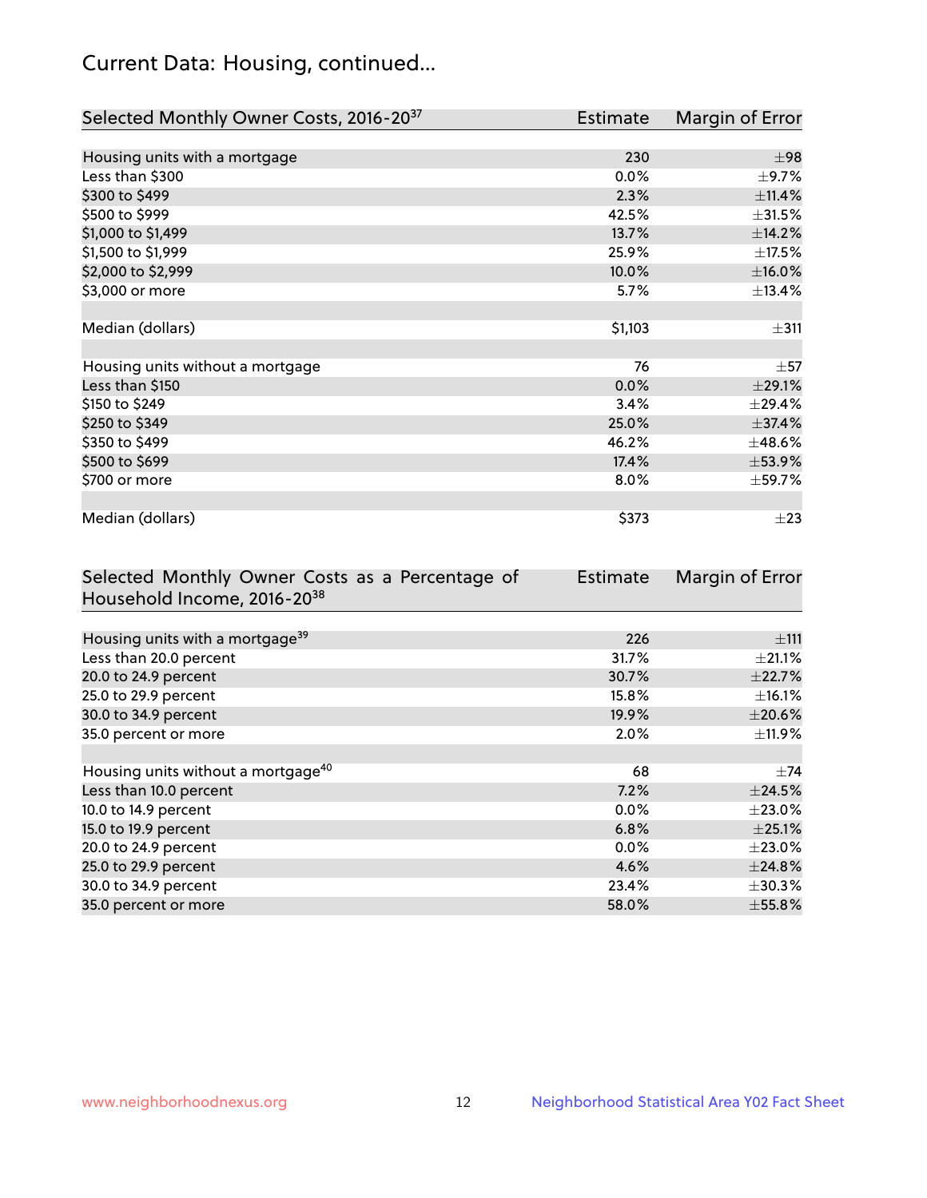## Current Data: Housing, continued...

| Selected Monthly Owner Costs, 2016-20[37] | Estimate | Margin of Error |
|---|---|---|
| Housing units with a mortgage | 230 | ±98 |
| Less than $300 | 0.0% | ±9.7% |
| $300 to $499 | 2.3% | ±11.4% |
| $500 to $999 | 42.5% | ±31.5% |
| $1,000 to $1,499 | 13.7% | ±14.2% |
| $1,500 to $1,999 | 25.9% | ±17.5% |
| $2,000 to $2,999 | 10.0% | ±16.0% |
| $3,000 or more | 5.7% | ±13.4% |
| | | |
| Median (dollars) | $1,103 | ±311 |
| | | |
| Housing units without a mortgage | 76 | ±57 |
| Less than $150 | 0.0% | ±29.1% |
| $150 to $249 | 3.4% | ±29.4% |
| $250 to $349 | 25.0% | ±37.4% |
| $350 to $499 | 46.2% | ±48.6% |
| $500 to $699 | 17.4% | ±53.9% |
| $700 or more | 8.0% | ±59.7% |
| | | |
| Median (dollars) | $373 | ±23 |

| Selected Monthly Owner Costs as a Percentage of Household Income, 2016-20[38] | Estimate | Margin of Error |
|---|---|---|
| Housing units with a mortgage[39] | 226 | ±111 |
| Less than 20.0 percent | 31.7% | ±21.1% |
| 20.0 to 24.9 percent | 30.7% | ±22.7% |
| 25.0 to 29.9 percent | 15.8% | ±16.1% |
| 30.0 to 34.9 percent | 19.9% | ±20.6% |
| 35.0 percent or more | 2.0% | ±11.9% |
| | | |
| Housing units without a mortgage[40] | 68 | ±74 |
| Less than 10.0 percent | 7.2% | ±24.5% |
| 10.0 to 14.9 percent | 0.0% | ±23.0% |
| 15.0 to 19.9 percent | 6.8% | ±25.1% |
| 20.0 to 24.9 percent | 0.0% | ±23.0% |
| 25.0 to 29.9 percent | 4.6% | ±24.8% |
| 30.0 to 34.9 percent | 23.4% | ±30.3% |
| 35.0 percent or more | 58.0% | ±55.8% |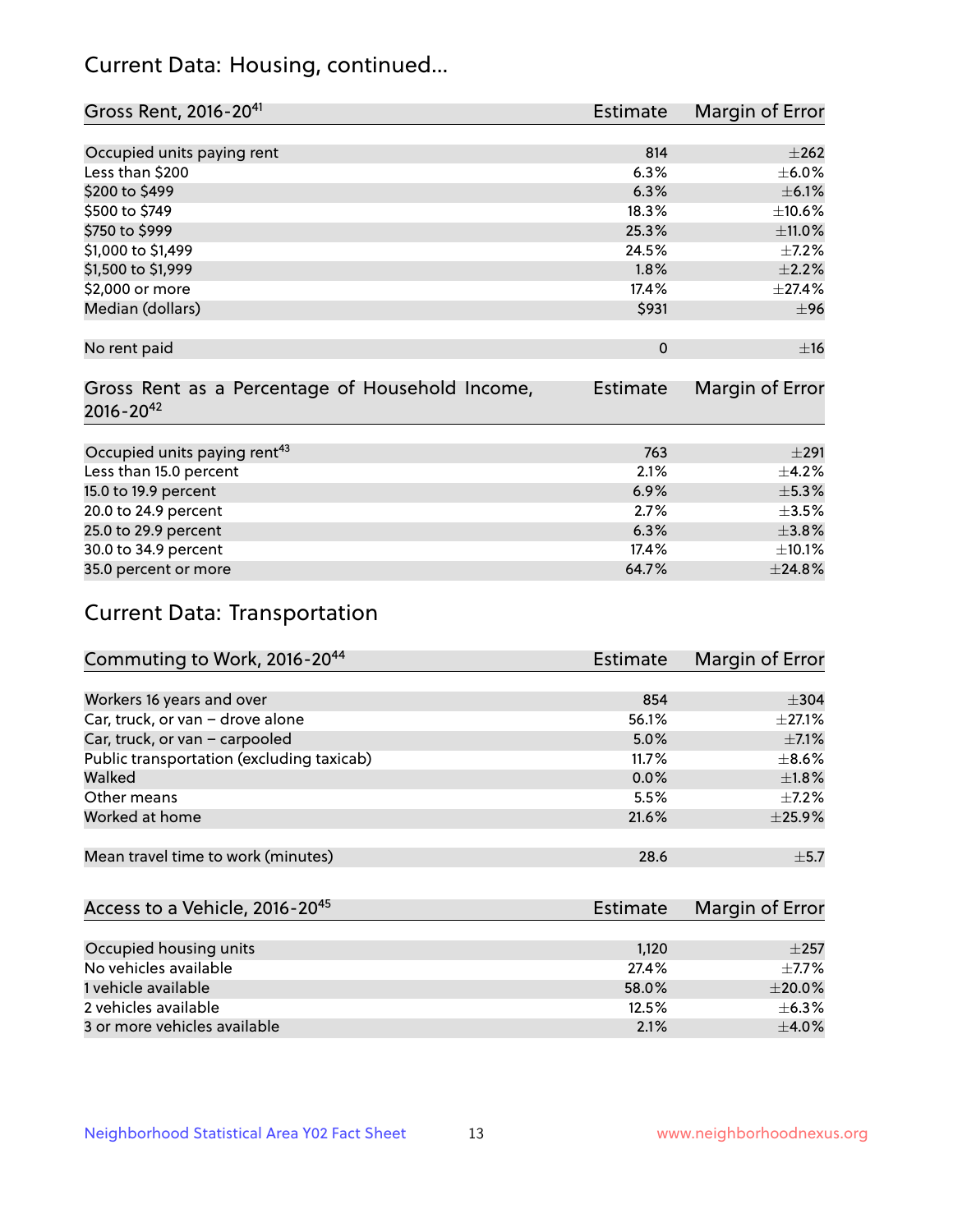## Current Data: Housing, continued...

| Gross Rent, 2016-20[41] | Estimate | Margin of Error |
|---|---|---|
| Occupied units paying rent | 814 | ±262 |
| Less than $200 | 6.3% | ±6.0% |
| $200 to $499 | 6.3% | ±6.1% |
| $500 to $749 | 18.3% | ±10.6% |
| $750 to $999 | 25.3% | ±11.0% |
| $1,000 to $1,499 | 24.5% | ±7.2% |
| $1,500 to $1,999 | 1.8% | ±2.2% |
| $2,000 or more | 17.4% | ±27.4% |
| Median (dollars) | $931 | ±96 |
| No rent paid | 0 | ±16 |

| Gross Rent as a Percentage of Household Income, 2016-20[42] | Estimate | Margin of Error |
|---|---|---|
| Occupied units paying rent[43] | 763 | ±291 |
| Less than 15.0 percent | 2.1% | ±4.2% |
| 15.0 to 19.9 percent | 6.9% | ±5.3% |
| 20.0 to 24.9 percent | 2.7% | ±3.5% |
| 25.0 to 29.9 percent | 6.3% | ±3.8% |
| 30.0 to 34.9 percent | 17.4% | ±10.1% |
| 35.0 percent or more | 64.7% | ±24.8% |

## Current Data: Transportation

| Commuting to Work, 2016-20[44] | Estimate | Margin of Error |
|---|---|---|
| Workers 16 years and over | 854 | ±304 |
| Car, truck, or van – drove alone | 56.1% | ±27.1% |
| Car, truck, or van – carpooled | 5.0% | ±7.1% |
| Public transportation (excluding taxicab) | 11.7% | ±8.6% |
| Walked | 0.0% | ±1.8% |
| Other means | 5.5% | ±7.2% |
| Worked at home | 21.6% | ±25.9% |
| Mean travel time to work (minutes) | 28.6 | ±5.7 |

| Access to a Vehicle, 2016-20[45] | Estimate | Margin of Error |
|---|---|---|
| Occupied housing units | 1,120 | ±257 |
| No vehicles available | 27.4% | ±7.7% |
| 1 vehicle available | 58.0% | ±20.0% |
| 2 vehicles available | 12.5% | ±6.3% |
| 3 or more vehicles available | 2.1% | ±4.0% |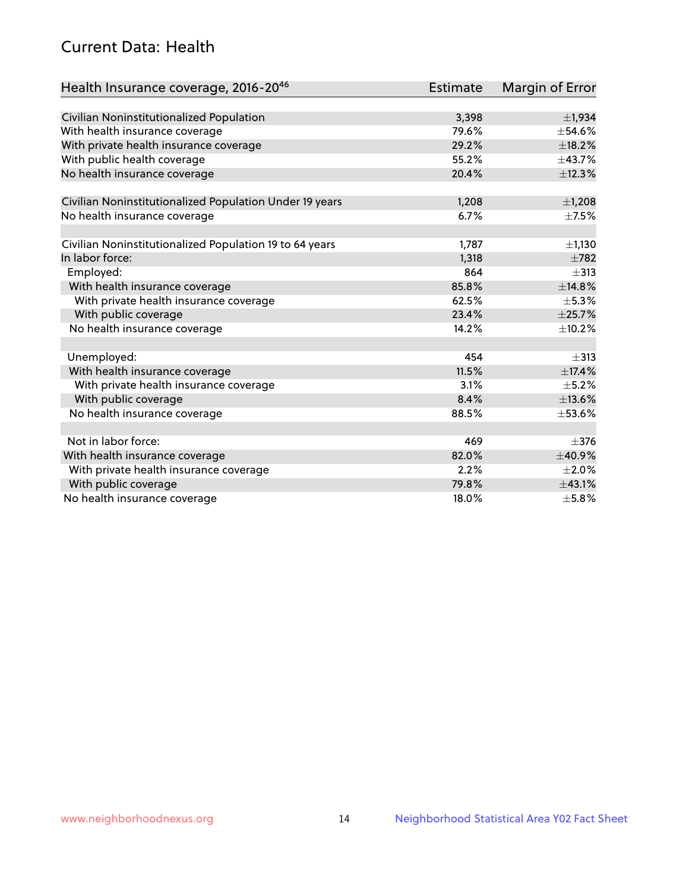# Current Data: Health

| Health Insurance coverage, 2016-20[46] | Estimate | Margin of Error |
|---|---|---|
| Civilian Noninstitutionalized Population | 3,398 | ±1,934 |
| With health insurance coverage | 79.6% | ±54.6% |
| With private health insurance coverage | 29.2% | ±18.2% |
| With public health coverage | 55.2% | ±43.7% |
| No health insurance coverage | 20.4% | ±12.3% |
| | | |
| Civilian Noninstitutionalized Population Under 19 years | 1,208 | ±1,208 |
| No health insurance coverage | 6.7% | ±7.5% |
| | | |
| Civilian Noninstitutionalized Population 19 to 64 years | 1,787 | ±1,130 |
| In labor force: | 1,318 | ±782 |
| Employed: | 864 | ±313 |
| With health insurance coverage | 85.8% | ±14.8% |
| With private health insurance coverage | 62.5% | ±5.3% |
| With public coverage | 23.4% | ±25.7% |
| No health insurance coverage | 14.2% | ±10.2% |
| | | |
| Unemployed: | 454 | ±313 |
| With health insurance coverage | 11.5% | ±17.4% |
| With private health insurance coverage | 3.1% | ±5.2% |
| With public coverage | 8.4% | ±13.6% |
| No health insurance coverage | 88.5% | ±53.6% |
| | | |
| Not in labor force: | 469 | ±376 |
| With health insurance coverage | 82.0% | ±40.9% |
| With private health insurance coverage | 2.2% | ±2.0% |
| With public coverage | 79.8% | ±43.1% |
| No health insurance coverage | 18.0% | ±5.8% |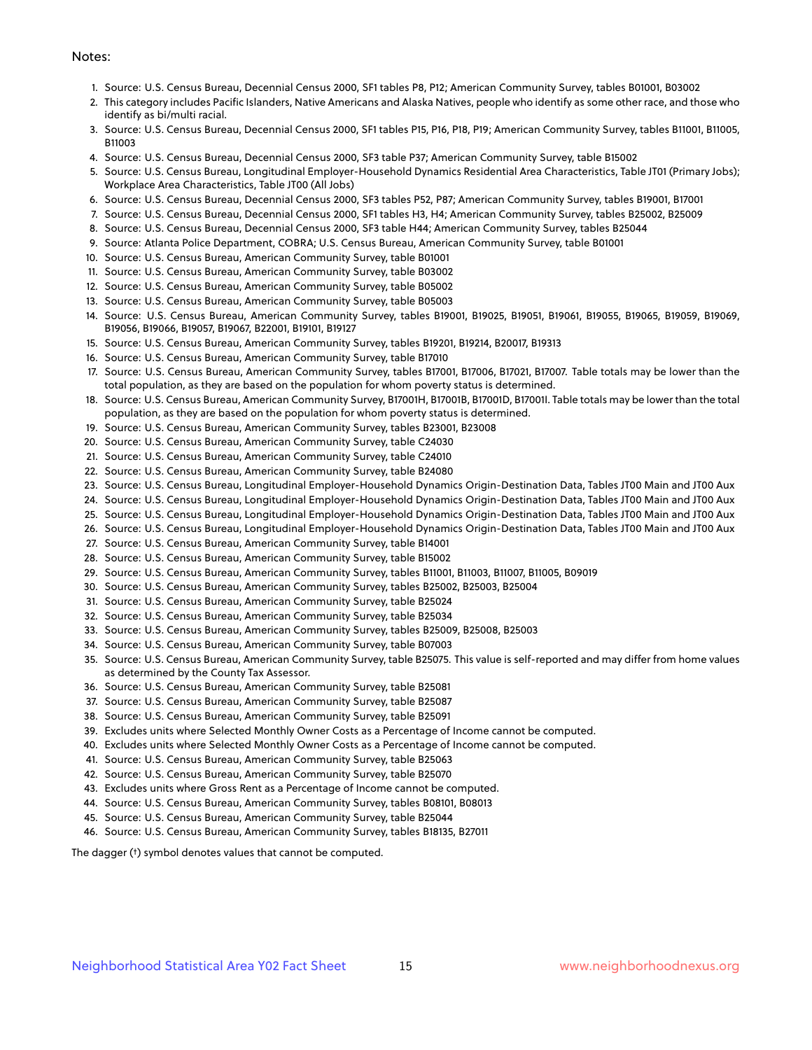Notes:

1. Source: U.S. Census Bureau, Decennial Census 2000, SF1 tables P8, P12; American Community Survey, tables B01001, B03002
2. This category includes Pacific Islanders, Native Americans and Alaska Natives, people who identify as some other race, and those who identify as bi/multi racial.
3. Source: U.S. Census Bureau, Decennial Census 2000, SF1 tables P15, P16, P18, P19; American Community Survey, tables B11001, B11005, B11003
4. Source: U.S. Census Bureau, Decennial Census 2000, SF3 table P37; American Community Survey, table B15002
5. Source: U.S. Census Bureau, Longitudinal Employer-Household Dynamics Residential Area Characteristics, Table JT01 (Primary Jobs); Workplace Area Characteristics, Table JT00 (All Jobs)
6. Source: U.S. Census Bureau, Decennial Census 2000, SF3 tables P52, P87; American Community Survey, tables B19001, B17001
7. Source: U.S. Census Bureau, Decennial Census 2000, SF1 tables H3, H4; American Community Survey, tables B25002, B25009
8. Source: U.S. Census Bureau, Decennial Census 2000, SF3 table H44; American Community Survey, tables B25044
9. Source: Atlanta Police Department, COBRA; U.S. Census Bureau, American Community Survey, table B01001
10. Source: U.S. Census Bureau, American Community Survey, table B01001
11. Source: U.S. Census Bureau, American Community Survey, table B03002
12. Source: U.S. Census Bureau, American Community Survey, table B05002
13. Source: U.S. Census Bureau, American Community Survey, table B05003
14. Source: U.S. Census Bureau, American Community Survey, tables B19001, B19025, B19051, B19061, B19055, B19065, B19059, B19069, B19056, B19066, B19057, B19067, B22001, B19101, B19127
15. Source: U.S. Census Bureau, American Community Survey, tables B19201, B19214, B20017, B19313
16. Source: U.S. Census Bureau, American Community Survey, table B17010
17. Source: U.S. Census Bureau, American Community Survey, tables B17001, B17006, B17021, B17007. Table totals may be lower than the total population, as they are based on the population for whom poverty status is determined.
18. Source: U.S. Census Bureau, American Community Survey, B17001H, B17001B, B17001D, B17001I. Table totals may be lower than the total population, as they are based on the population for whom poverty status is determined.
19. Source: U.S. Census Bureau, American Community Survey, tables B23001, B23008
20. Source: U.S. Census Bureau, American Community Survey, table C24030
21. Source: U.S. Census Bureau, American Community Survey, table C24010
22. Source: U.S. Census Bureau, American Community Survey, table B24080
23. Source: U.S. Census Bureau, Longitudinal Employer-Household Dynamics Origin-Destination Data, Tables JT00 Main and JT00 Aux
24. Source: U.S. Census Bureau, Longitudinal Employer-Household Dynamics Origin-Destination Data, Tables JT00 Main and JT00 Aux
25. Source: U.S. Census Bureau, Longitudinal Employer-Household Dynamics Origin-Destination Data, Tables JT00 Main and JT00 Aux
26. Source: U.S. Census Bureau, Longitudinal Employer-Household Dynamics Origin-Destination Data, Tables JT00 Main and JT00 Aux
27. Source: U.S. Census Bureau, American Community Survey, table B14001
28. Source: U.S. Census Bureau, American Community Survey, table B15002
29. Source: U.S. Census Bureau, American Community Survey, tables B11001, B11003, B11007, B11005, B09019
30. Source: U.S. Census Bureau, American Community Survey, tables B25002, B25003, B25004
31. Source: U.S. Census Bureau, American Community Survey, table B25024
32. Source: U.S. Census Bureau, American Community Survey, table B25034
33. Source: U.S. Census Bureau, American Community Survey, tables B25009, B25008, B25003
34. Source: U.S. Census Bureau, American Community Survey, table B07003
35. Source: U.S. Census Bureau, American Community Survey, table B25075. This value is self-reported and may differ from home values as determined by the County Tax Assessor.
36. Source: U.S. Census Bureau, American Community Survey, table B25081
37. Source: U.S. Census Bureau, American Community Survey, table B25087
38. Source: U.S. Census Bureau, American Community Survey, table B25091
39. Excludes units where Selected Monthly Owner Costs as a Percentage of Income cannot be computed.
40. Excludes units where Selected Monthly Owner Costs as a Percentage of Income cannot be computed.
41. Source: U.S. Census Bureau, American Community Survey, table B25063
42. Source: U.S. Census Bureau, American Community Survey, table B25070
43. Excludes units where Gross Rent as a Percentage of Income cannot be computed.
44. Source: U.S. Census Bureau, American Community Survey, tables B08101, B08013
45. Source: U.S. Census Bureau, American Community Survey, table B25044
46. Source: U.S. Census Bureau, American Community Survey, tables B18135, B27011

The dagger (†) symbol denotes values that cannot be computed.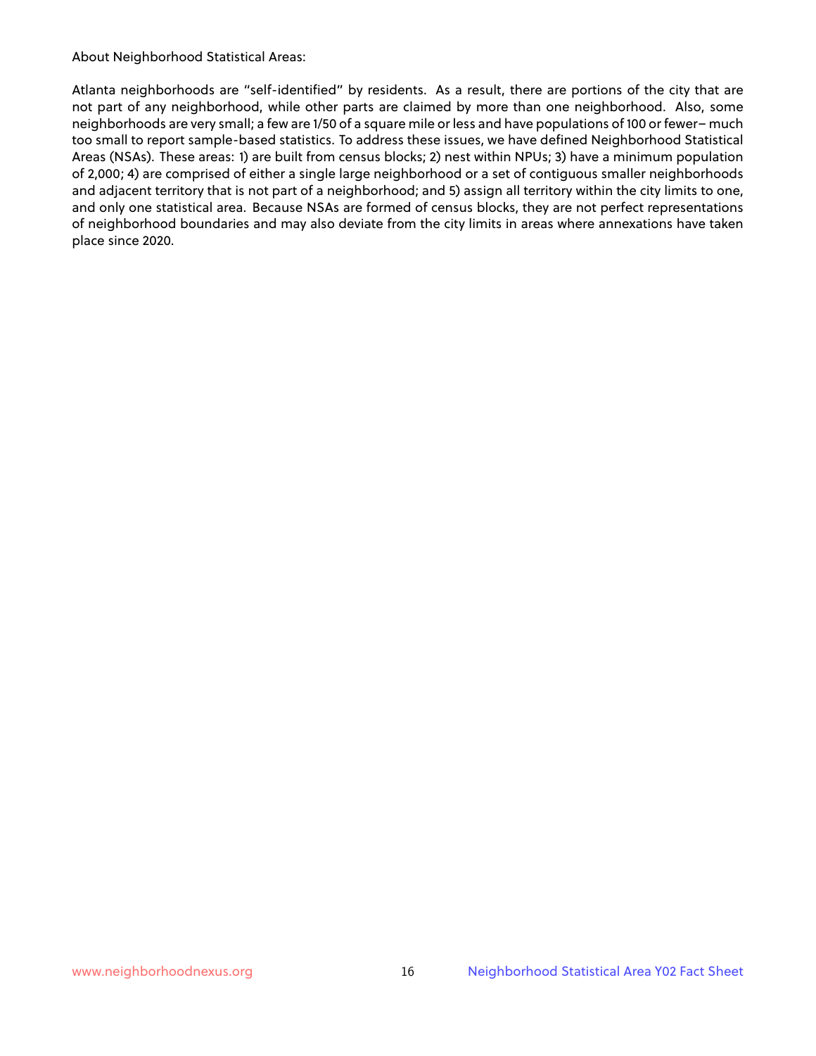About Neighborhood Statistical Areas:

Atlanta neighborhoods are "self-identified" by residents. As a result, there are portions of the city that are not part of any neighborhood, while other parts are claimed by more than one neighborhood. Also, some neighborhoods are very small; a few are 1/50 of a square mile or less and have populations of 100 or fewer– much too small to report sample-based statistics. To address these issues, we have defined Neighborhood Statistical Areas (NSAs). These areas: 1) are built from census blocks; 2) nest within NPUs; 3) have a minimum population of 2,000; 4) are comprised of either a single large neighborhood or a set of contiguous smaller neighborhoods and adjacent territory that is not part of a neighborhood; and 5) assign all territory within the city limits to one, and only one statistical area. Because NSAs are formed of census blocks, they are not perfect representations of neighborhood boundaries and may also deviate from the city limits in areas where annexations have taken place since 2020.